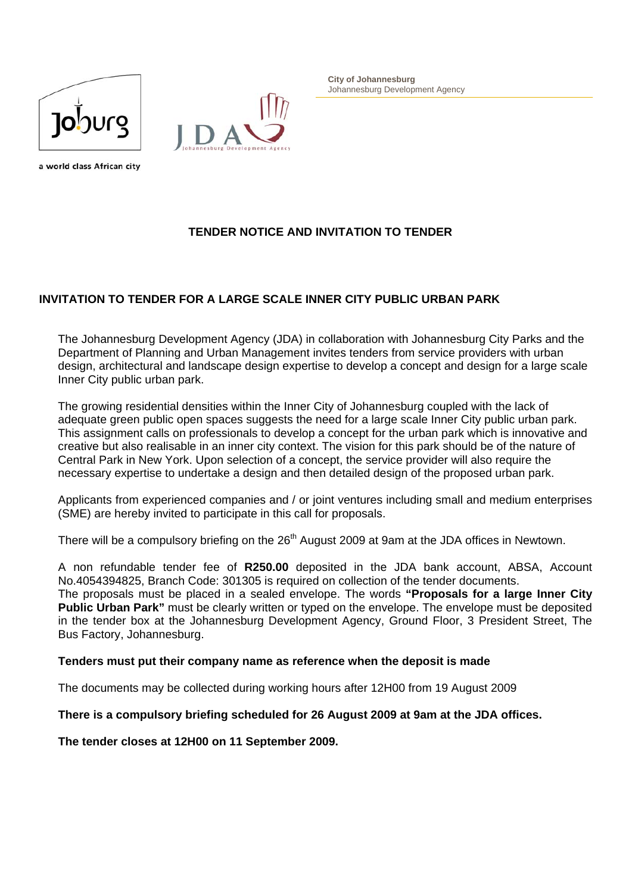a world class African city

**City of Johannesburg**
Johannesburg Development Agency

# TENDER NOTICE AND INVITATION TO TENDER

## INVITATION TO TENDER FOR A LARGE SCALE INNER CITY PUBLIC URBAN PARK

The Johannesburg Development Agency (JDA) in collaboration with Johannesburg City Parks and the Department of Planning and Urban Management invites tenders from service providers with urban design, architectural and landscape design expertise to develop a concept and design for a large scale Inner City public urban park.

The growing residential densities within the Inner City of Johannesburg coupled with the lack of adequate green public open spaces suggests the need for a large scale Inner City public urban park. This assignment calls on professionals to develop a concept for the urban park which is innovative and creative but also realisable in an inner city context. The vision for this park should be of the nature of Central Park in New York. Upon selection of a concept, the service provider will also require the necessary expertise to undertake a design and then detailed design of the proposed urban park.

Applicants from experienced companies and / or joint ventures including small and medium enterprises (SME) are hereby invited to participate in this call for proposals.

There will be a compulsory briefing on the 26th August 2009 at 9am at the JDA offices in Newtown.

A non refundable tender fee of **R250.00** deposited in the JDA bank account, ABSA, Account No.4054394825, Branch Code: 301305 is required on collection of the tender documents.
The proposals must be placed in a sealed envelope. The words **"Proposals for a large Inner City Public Urban Park"** must be clearly written or typed on the envelope. The envelope must be deposited in the tender box at the Johannesburg Development Agency, Ground Floor, 3 President Street, The Bus Factory, Johannesburg.

**Tenders must put their company name as reference when the deposit is made**

The documents may be collected during working hours after 12H00 from 19 August 2009

**There is a compulsory briefing scheduled for 26 August 2009 at 9am at the JDA offices.**

**The tender closes at 12H00 on 11 September 2009.**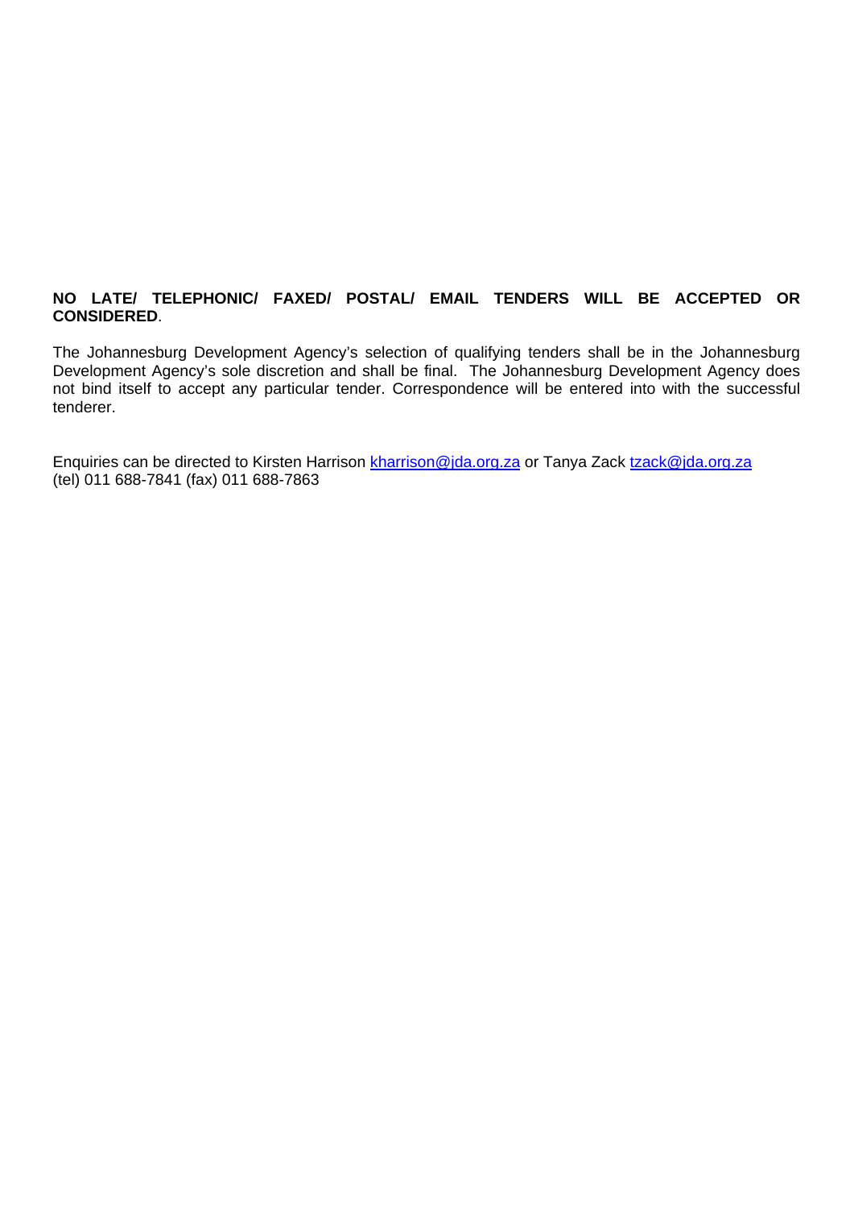**NO LATE/ TELEPHONIC/ FAXED/ POSTAL/ EMAIL TENDERS WILL BE ACCEPTED OR CONSIDERED**.

The Johannesburg Development Agency's selection of qualifying tenders shall be in the Johannesburg Development Agency's sole discretion and shall be final. The Johannesburg Development Agency does not bind itself to accept any particular tender. Correspondence will be entered into with the successful tenderer.

Enquiries can be directed to Kirsten Harrison kharrison@jda.org.za or Tanya Zack tzack@jda.org.za
(tel) 011 688-7841 (fax) 011 688-7863